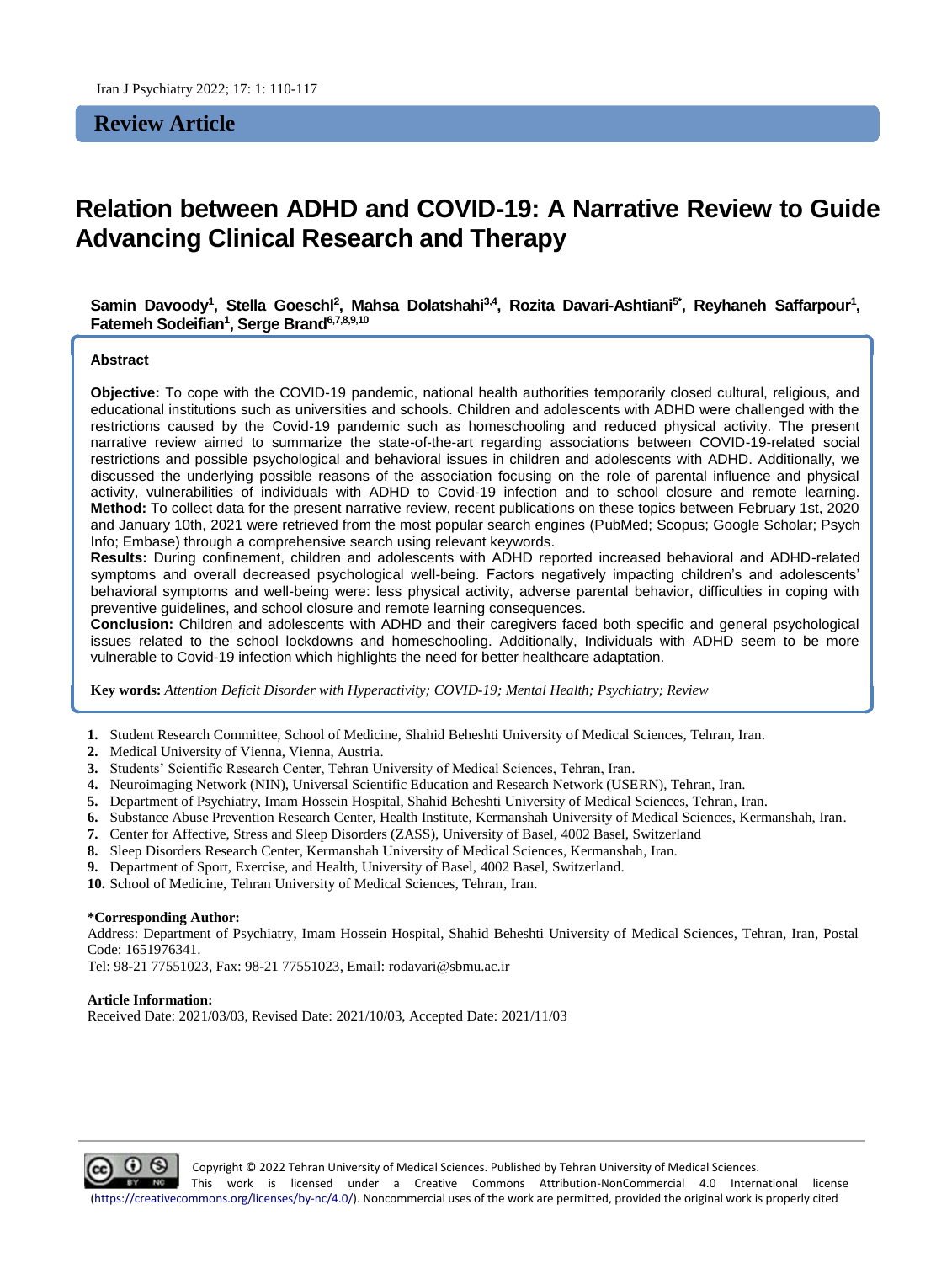**Review Article**

# Relation between ADHD and COVID-19: A Narrative Review to Guide Advancing Clinical Research and Therapy

**Samin Davoody[1], Stella Goeschl[2], Mahsa Dolatshahi[3,4], Rozita Davari-Ashtiani[5*], Reyhaneh Saffarpour[1], Fatemeh Sodeifian[1], Serge Brand[6,7,8,9,10]**

## Abstract

**Objective:** To cope with the COVID-19 pandemic, national health authorities temporarily closed cultural, religious, and educational institutions such as universities and schools. Children and adolescents with ADHD were challenged with the restrictions caused by the Covid-19 pandemic such as homeschooling and reduced physical activity. The present narrative review aimed to summarize the state-of-the-art regarding associations between COVID-19-related social restrictions and possible psychological and behavioral issues in children and adolescents with ADHD. Additionally, we discussed the underlying possible reasons of the association focusing on the role of parental influence and physical activity, vulnerabilities of individuals with ADHD to Covid-19 infection and to school closure and remote learning.

**Method:** To collect data for the present narrative review, recent publications on these topics between February 1st, 2020 and January 10th, 2021 were retrieved from the most popular search engines (PubMed; Scopus; Google Scholar; Psych Info; Embase) through a comprehensive search using relevant keywords.

**Results:** During confinement, children and adolescents with ADHD reported increased behavioral and ADHD-related symptoms and overall decreased psychological well-being. Factors negatively impacting children's and adolescents' behavioral symptoms and well-being were: less physical activity, adverse parental behavior, difficulties in coping with preventive guidelines, and school closure and remote learning consequences.

**Conclusion:** Children and adolescents with ADHD and their caregivers faced both specific and general psychological issues related to the school lockdowns and homeschooling. Additionally, Individuals with ADHD seem to be more vulnerable to Covid-19 infection which highlights the need for better healthcare adaptation.

**Key words:** *Attention Deficit Disorder with Hyperactivity; COVID-19; Mental Health; Psychiatry; Review*

1. Student Research Committee, School of Medicine, Shahid Beheshti University of Medical Sciences, Tehran, Iran.
2. Medical University of Vienna, Vienna, Austria.
3. Students' Scientific Research Center, Tehran University of Medical Sciences, Tehran, Iran.
4. Neuroimaging Network (NIN), Universal Scientific Education and Research Network (USERN), Tehran, Iran.
5. Department of Psychiatry, Imam Hossein Hospital, Shahid Beheshti University of Medical Sciences, Tehran, Iran.
6. Substance Abuse Prevention Research Center, Health Institute, Kermanshah University of Medical Sciences, Kermanshah, Iran.
7. Center for Affective, Stress and Sleep Disorders (ZASS), University of Basel, 4002 Basel, Switzerland
8. Sleep Disorders Research Center, Kermanshah University of Medical Sciences, Kermanshah, Iran.
9. Department of Sport, Exercise, and Health, University of Basel, 4002 Basel, Switzerland.
10. School of Medicine, Tehran University of Medical Sciences, Tehran, Iran.

**\*Corresponding Author:**
Address: Department of Psychiatry, Imam Hossein Hospital, Shahid Beheshti University of Medical Sciences, Tehran, Iran, Postal Code: 1651976341.
Tel: 98-21 77551023, Fax: 98-21 77551023, Email: rodavari@sbmu.ac.ir

**Article Information:**
Received Date: 2021/03/03, Revised Date: 2021/10/03, Accepted Date: 2021/11/03

Copyright © 2022 Tehran University of Medical Sciences. Published by Tehran University of Medical Sciences.
This work is licensed under a Creative Commons Attribution-NonCommercial 4.0 International license (https://creativecommons.org/licenses/by-nc/4.0/). Noncommercial uses of the work are permitted, provided the original work is properly cited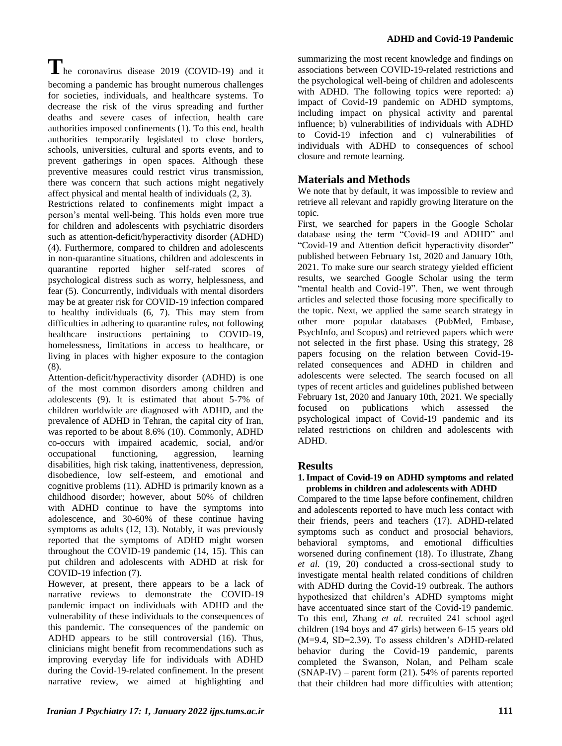The coronavirus disease 2019 (COVID-19) and it becoming a pandemic has brought numerous challenges for societies, individuals, and healthcare systems. To decrease the risk of the virus spreading and further deaths and severe cases of infection, health care authorities imposed confinements (1). To this end, health authorities temporarily legislated to close borders, schools, universities, cultural and sports events, and to prevent gatherings in open spaces. Although these preventive measures could restrict virus transmission, there was concern that such actions might negatively affect physical and mental health of individuals (2, 3).

Restrictions related to confinements might impact a person's mental well-being. This holds even more true for children and adolescents with psychiatric disorders such as attention-deficit/hyperactivity disorder (ADHD) (4). Furthermore, compared to children and adolescents in non-quarantine situations, children and adolescents in quarantine reported higher self-rated scores of psychological distress such as worry, helplessness, and fear (5). Concurrently, individuals with mental disorders may be at greater risk for COVID-19 infection compared to healthy individuals (6, 7). This may stem from difficulties in adhering to quarantine rules, not following healthcare instructions pertaining to COVID-19, homelessness, limitations in access to healthcare, or living in places with higher exposure to the contagion (8).

Attention-deficit/hyperactivity disorder (ADHD) is one of the most common disorders among children and adolescents (9). It is estimated that about 5-7% of children worldwide are diagnosed with ADHD, and the prevalence of ADHD in Tehran, the capital city of Iran, was reported to be about 8.6% (10). Commonly, ADHD co-occurs with impaired academic, social, and/or occupational functioning, aggression, learning disabilities, high risk taking, inattentiveness, depression, disobedience, low self-esteem, and emotional and cognitive problems (11). ADHD is primarily known as a childhood disorder; however, about 50% of children with ADHD continue to have the symptoms into adolescence, and 30-60% of these continue having symptoms as adults (12, 13). Notably, it was previously reported that the symptoms of ADHD might worsen throughout the COVID-19 pandemic (14, 15). This can put children and adolescents with ADHD at risk for COVID-19 infection (7).

However, at present, there appears to be a lack of narrative reviews to demonstrate the COVID-19 pandemic impact on individuals with ADHD and the vulnerability of these individuals to the consequences of this pandemic. The consequences of the pandemic on ADHD appears to be still controversial (16). Thus, clinicians might benefit from recommendations such as improving everyday life for individuals with ADHD during the Covid-19-related confinement. In the present narrative review, we aimed at highlighting and summarizing the most recent knowledge and findings on associations between COVID-19-related restrictions and the psychological well-being of children and adolescents with ADHD. The following topics were reported: a) impact of Covid-19 pandemic on ADHD symptoms, including impact on physical activity and parental influence; b) vulnerabilities of individuals with ADHD to Covid-19 infection and c) vulnerabilities of individuals with ADHD to consequences of school closure and remote learning.

## Materials and Methods

We note that by default, it was impossible to review and retrieve all relevant and rapidly growing literature on the topic.

First, we searched for papers in the Google Scholar database using the term "Covid-19 and ADHD" and "Covid-19 and Attention deficit hyperactivity disorder" published between February 1st, 2020 and January 10th, 2021. To make sure our search strategy yielded efficient results, we searched Google Scholar using the term "mental health and Covid-19". Then, we went through articles and selected those focusing more specifically to the topic. Next, we applied the same search strategy in other more popular databases (PubMed, Embase, PsychInfo, and Scopus) and retrieved papers which were not selected in the first phase. Using this strategy, 28 papers focusing on the relation between Covid-19-related consequences and ADHD in children and adolescents were selected. The search focused on all types of recent articles and guidelines published between February 1st, 2020 and January 10th, 2021. We specially focused on publications which assessed the psychological impact of Covid-19 pandemic and its related restrictions on children and adolescents with ADHD.

## Results

### 1. Impact of Covid-19 on ADHD symptoms and related problems in children and adolescents with ADHD

Compared to the time lapse before confinement, children and adolescents reported to have much less contact with their friends, peers and teachers (17). ADHD-related symptoms such as conduct and prosocial behaviors, behavioral symptoms, and emotional difficulties worsened during confinement (18). To illustrate, Zhang *et al.* (19, 20) conducted a cross-sectional study to investigate mental health related conditions of children with ADHD during the Covid-19 outbreak. The authors hypothesized that children's ADHD symptoms might have accentuated since start of the Covid-19 pandemic. To this end, Zhang *et al.* recruited 241 school aged children (194 boys and 47 girls) between 6-15 years old (M=9.4, SD=2.39). To assess children's ADHD-related behavior during the Covid-19 pandemic, parents completed the Swanson, Nolan, and Pelham scale (SNAP-IV) – parent form (21). 54% of parents reported that their children had more difficulties with attention;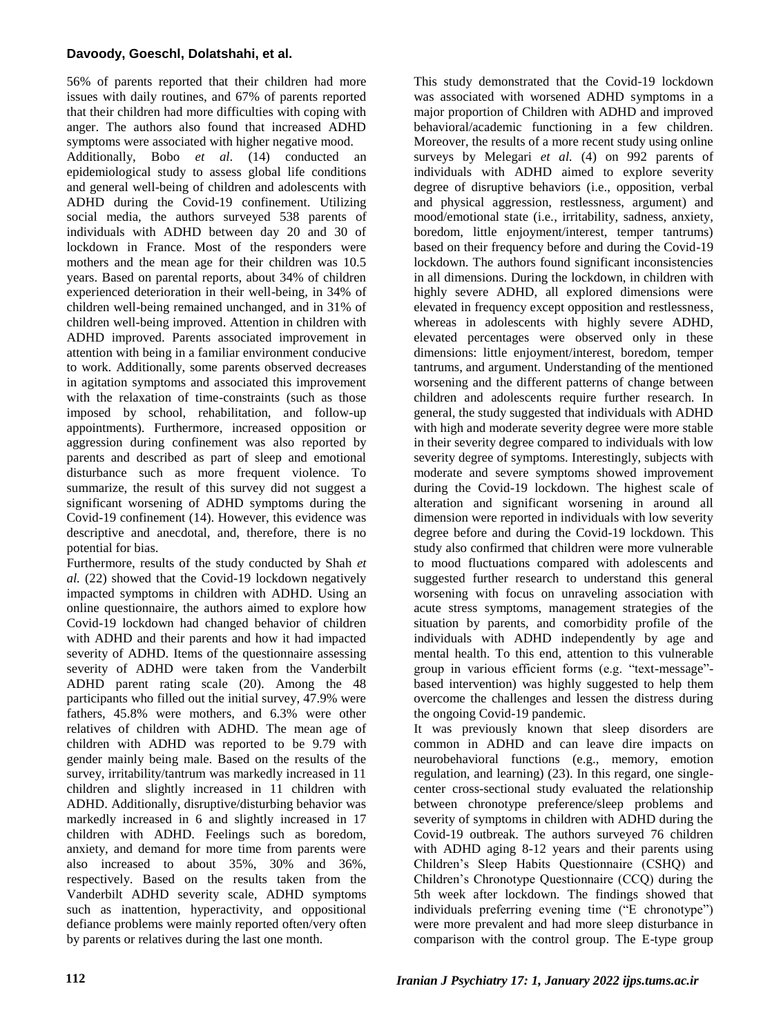56% of parents reported that their children had more issues with daily routines, and 67% of parents reported that their children had more difficulties with coping with anger. The authors also found that increased ADHD symptoms were associated with higher negative mood.

Additionally, Bobo *et al*. (14) conducted an epidemiological study to assess global life conditions and general well-being of children and adolescents with ADHD during the Covid-19 confinement. Utilizing social media, the authors surveyed 538 parents of individuals with ADHD between day 20 and 30 of lockdown in France. Most of the responders were mothers and the mean age for their children was 10.5 years. Based on parental reports, about 34% of children experienced deterioration in their well-being, in 34% of children well-being remained unchanged, and in 31% of children well-being improved. Attention in children with ADHD improved. Parents associated improvement in attention with being in a familiar environment conducive to work. Additionally, some parents observed decreases in agitation symptoms and associated this improvement with the relaxation of time-constraints (such as those imposed by school, rehabilitation, and follow-up appointments). Furthermore, increased opposition or aggression during confinement was also reported by parents and described as part of sleep and emotional disturbance such as more frequent violence. To summarize, the result of this survey did not suggest a significant worsening of ADHD symptoms during the Covid-19 confinement (14). However, this evidence was descriptive and anecdotal, and, therefore, there is no potential for bias.

Furthermore, results of the study conducted by Shah *et al.* (22) showed that the Covid-19 lockdown negatively impacted symptoms in children with ADHD. Using an online questionnaire, the authors aimed to explore how Covid-19 lockdown had changed behavior of children with ADHD and their parents and how it had impacted severity of ADHD. Items of the questionnaire assessing severity of ADHD were taken from the Vanderbilt ADHD parent rating scale (20). Among the 48 participants who filled out the initial survey, 47.9% were fathers, 45.8% were mothers, and 6.3% were other relatives of children with ADHD. The mean age of children with ADHD was reported to be 9.79 with gender mainly being male. Based on the results of the survey, irritability/tantrum was markedly increased in 11 children and slightly increased in 11 children with ADHD. Additionally, disruptive/disturbing behavior was markedly increased in 6 and slightly increased in 17 children with ADHD. Feelings such as boredom, anxiety, and demand for more time from parents were also increased to about 35%, 30% and 36%, respectively. Based on the results taken from the Vanderbilt ADHD severity scale, ADHD symptoms such as inattention, hyperactivity, and oppositional defiance problems were mainly reported often/very often by parents or relatives during the last one month.

This study demonstrated that the Covid-19 lockdown was associated with worsened ADHD symptoms in a major proportion of Children with ADHD and improved behavioral/academic functioning in a few children. Moreover, the results of a more recent study using online surveys by Melegari *et al.* (4) on 992 parents of individuals with ADHD aimed to explore severity degree of disruptive behaviors (i.e., opposition, verbal and physical aggression, restlessness, argument) and mood/emotional state (i.e., irritability, sadness, anxiety, boredom, little enjoyment/interest, temper tantrums) based on their frequency before and during the Covid-19 lockdown. The authors found significant inconsistencies in all dimensions. During the lockdown, in children with highly severe ADHD, all explored dimensions were elevated in frequency except opposition and restlessness, whereas in adolescents with highly severe ADHD, elevated percentages were observed only in these dimensions: little enjoyment/interest, boredom, temper tantrums, and argument. Understanding of the mentioned worsening and the different patterns of change between children and adolescents require further research. In general, the study suggested that individuals with ADHD with high and moderate severity degree were more stable in their severity degree compared to individuals with low severity degree of symptoms. Interestingly, subjects with moderate and severe symptoms showed improvement during the Covid-19 lockdown. The highest scale of alteration and significant worsening in around all dimension were reported in individuals with low severity degree before and during the Covid-19 lockdown. This study also confirmed that children were more vulnerable to mood fluctuations compared with adolescents and suggested further research to understand this general worsening with focus on unraveling association with acute stress symptoms, management strategies of the situation by parents, and comorbidity profile of the individuals with ADHD independently by age and mental health. To this end, attention to this vulnerable group in various efficient forms (e.g. "text-message"-based intervention) was highly suggested to help them overcome the challenges and lessen the distress during the ongoing Covid-19 pandemic.

It was previously known that sleep disorders are common in ADHD and can leave dire impacts on neurobehavioral functions (e.g., memory, emotion regulation, and learning) (23). In this regard, one single-center cross-sectional study evaluated the relationship between chronotype preference/sleep problems and severity of symptoms in children with ADHD during the Covid-19 outbreak. The authors surveyed 76 children with ADHD aging 8-12 years and their parents using Children's Sleep Habits Questionnaire (CSHQ) and Children's Chronotype Questionnaire (CCQ) during the 5th week after lockdown. The findings showed that individuals preferring evening time ("E chronotype") were more prevalent and had more sleep disturbance in comparison with the control group. The E-type group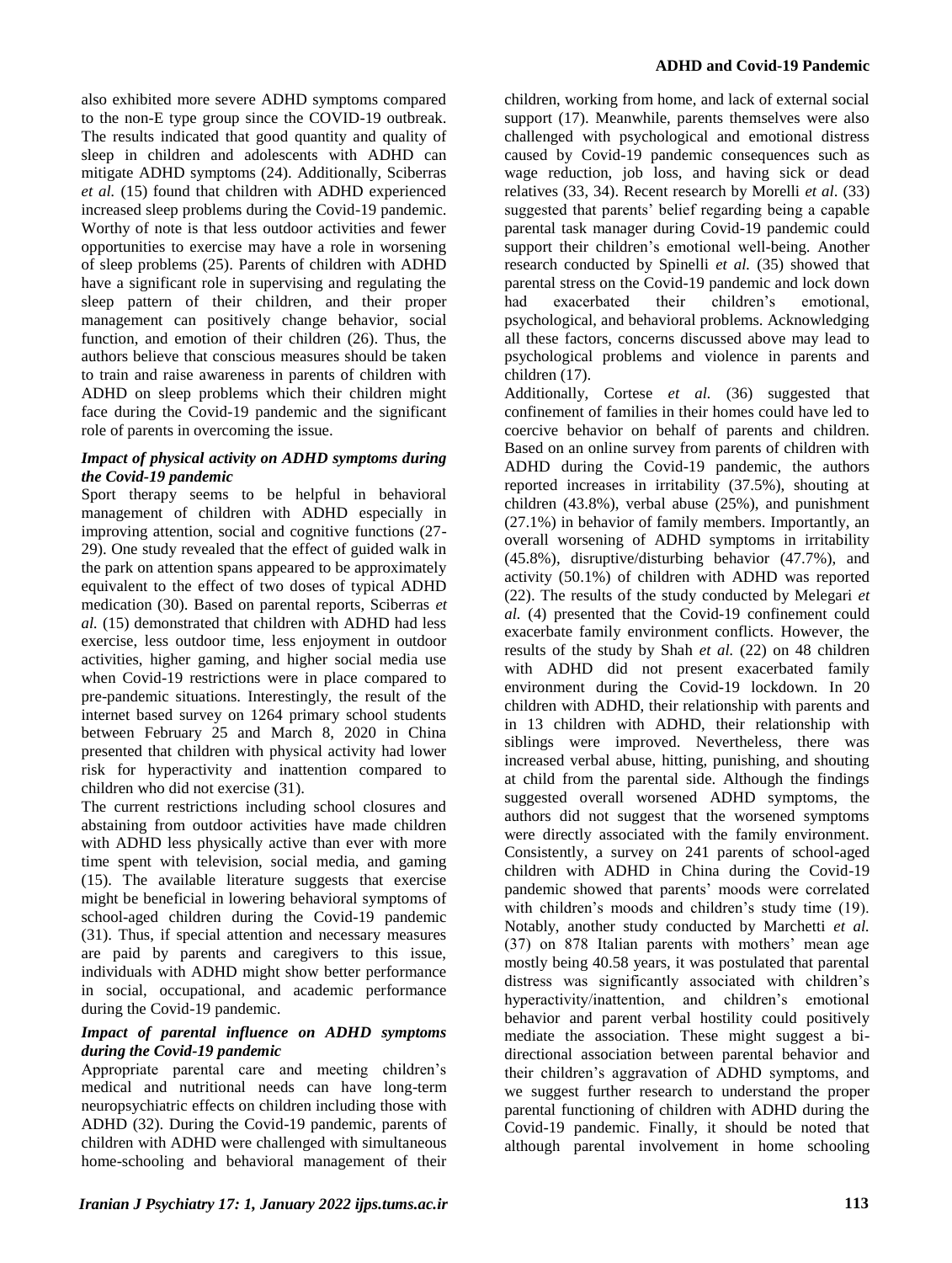also exhibited more severe ADHD symptoms compared to the non-E type group since the COVID-19 outbreak. The results indicated that good quantity and quality of sleep in children and adolescents with ADHD can mitigate ADHD symptoms (24). Additionally, Sciberras *et al.* (15) found that children with ADHD experienced increased sleep problems during the Covid-19 pandemic. Worthy of note is that less outdoor activities and fewer opportunities to exercise may have a role in worsening of sleep problems (25). Parents of children with ADHD have a significant role in supervising and regulating the sleep pattern of their children, and their proper management can positively change behavior, social function, and emotion of their children (26). Thus, the authors believe that conscious measures should be taken to train and raise awareness in parents of children with ADHD on sleep problems which their children might face during the Covid-19 pandemic and the significant role of parents in overcoming the issue.

### *Impact of physical activity on ADHD symptoms during the Covid-19 pandemic*

Sport therapy seems to be helpful in behavioral management of children with ADHD especially in improving attention, social and cognitive functions (27-29). One study revealed that the effect of guided walk in the park on attention spans appeared to be approximately equivalent to the effect of two doses of typical ADHD medication (30). Based on parental reports, Sciberras *et al.* (15) demonstrated that children with ADHD had less exercise, less outdoor time, less enjoyment in outdoor activities, higher gaming, and higher social media use when Covid-19 restrictions were in place compared to pre-pandemic situations. Interestingly, the result of the internet based survey on 1264 primary school students between February 25 and March 8, 2020 in China presented that children with physical activity had lower risk for hyperactivity and inattention compared to children who did not exercise (31).

The current restrictions including school closures and abstaining from outdoor activities have made children with ADHD less physically active than ever with more time spent with television, social media, and gaming (15). The available literature suggests that exercise might be beneficial in lowering behavioral symptoms of school-aged children during the Covid-19 pandemic (31). Thus, if special attention and necessary measures are paid by parents and caregivers to this issue, individuals with ADHD might show better performance in social, occupational, and academic performance during the Covid-19 pandemic.

### *Impact of parental influence on ADHD symptoms during the Covid-19 pandemic*

Appropriate parental care and meeting children's medical and nutritional needs can have long-term neuropsychiatric effects on children including those with ADHD (32). During the Covid-19 pandemic, parents of children with ADHD were challenged with simultaneous home-schooling and behavioral management of their children, working from home, and lack of external social support (17). Meanwhile, parents themselves were also challenged with psychological and emotional distress caused by Covid-19 pandemic consequences such as wage reduction, job loss, and having sick or dead relatives (33, 34). Recent research by Morelli *et al.* (33) suggested that parents' belief regarding being a capable parental task manager during Covid-19 pandemic could support their children's emotional well-being. Another research conducted by Spinelli *et al.* (35) showed that parental stress on the Covid-19 pandemic and lock down had exacerbated their children's emotional, psychological, and behavioral problems. Acknowledging all these factors, concerns discussed above may lead to psychological problems and violence in parents and children (17).

Additionally, Cortese *et al.* (36) suggested that confinement of families in their homes could have led to coercive behavior on behalf of parents and children. Based on an online survey from parents of children with ADHD during the Covid-19 pandemic, the authors reported increases in irritability (37.5%), shouting at children (43.8%), verbal abuse (25%), and punishment (27.1%) in behavior of family members. Importantly, an overall worsening of ADHD symptoms in irritability (45.8%), disruptive/disturbing behavior (47.7%), and activity (50.1%) of children with ADHD was reported (22). The results of the study conducted by Melegari *et al.* (4) presented that the Covid-19 confinement could exacerbate family environment conflicts. However, the results of the study by Shah *et al.* (22) on 48 children with ADHD did not present exacerbated family environment during the Covid-19 lockdown. In 20 children with ADHD, their relationship with parents and in 13 children with ADHD, their relationship with siblings were improved. Nevertheless, there was increased verbal abuse, hitting, punishing, and shouting at child from the parental side. Although the findings suggested overall worsened ADHD symptoms, the authors did not suggest that the worsened symptoms were directly associated with the family environment. Consistently, a survey on 241 parents of school-aged children with ADHD in China during the Covid-19 pandemic showed that parents' moods were correlated with children's moods and children's study time (19). Notably, another study conducted by Marchetti *et al.* (37) on 878 Italian parents with mothers' mean age mostly being 40.58 years, it was postulated that parental distress was significantly associated with children's hyperactivity/inattention, and children's emotional behavior and parent verbal hostility could positively mediate the association. These might suggest a bi-directional association between parental behavior and their children's aggravation of ADHD symptoms, and we suggest further research to understand the proper parental functioning of children with ADHD during the Covid-19 pandemic. Finally, it should be noted that although parental involvement in home schooling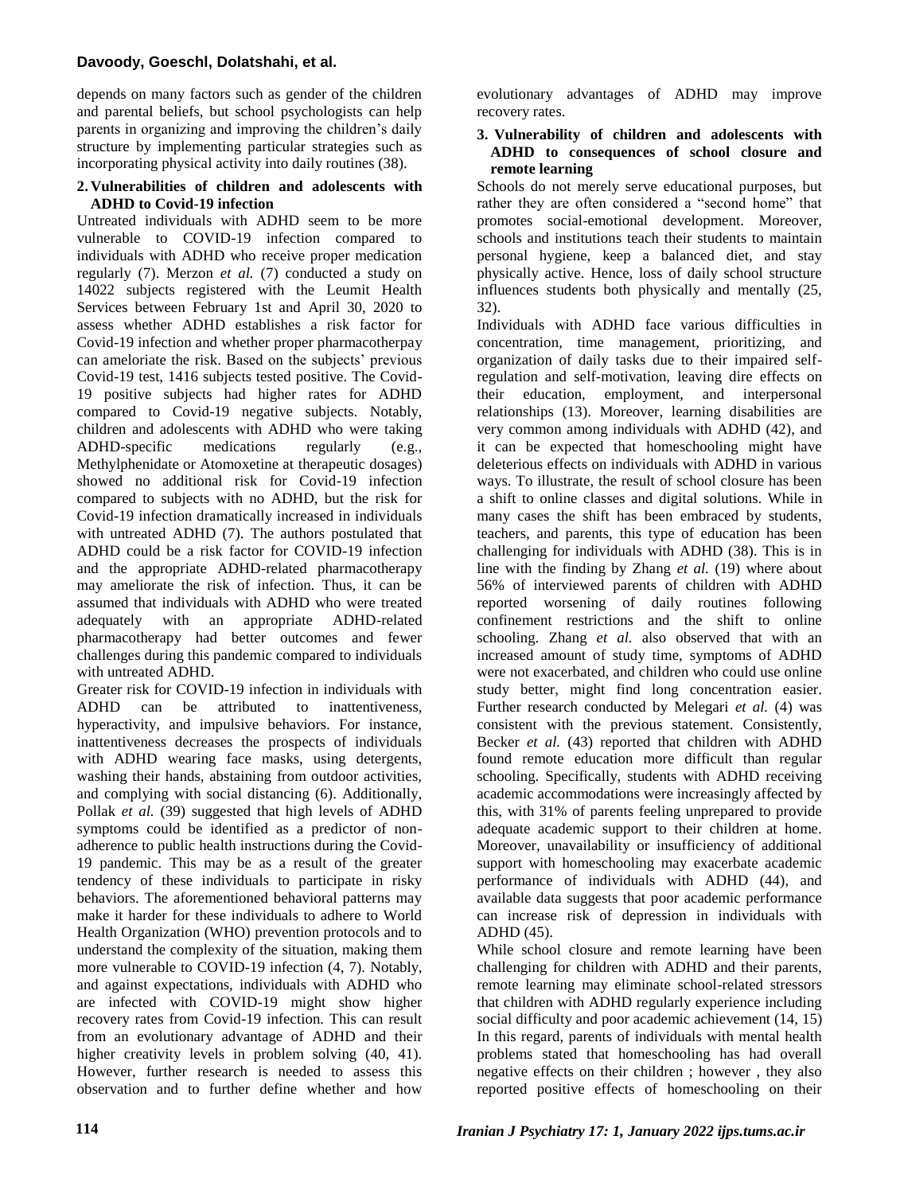depends on many factors such as gender of the children and parental beliefs, but school psychologists can help parents in organizing and improving the children's daily structure by implementing particular strategies such as incorporating physical activity into daily routines (38).

## 2. Vulnerabilities of children and adolescents with ADHD to Covid-19 infection

Untreated individuals with ADHD seem to be more vulnerable to COVID-19 infection compared to individuals with ADHD who receive proper medication regularly (7). Merzon *et al.* (7) conducted a study on 14022 subjects registered with the Leumit Health Services between February 1st and April 30, 2020 to assess whether ADHD establishes a risk factor for Covid-19 infection and whether proper pharmacotherpay can ameloriate the risk. Based on the subjects' previous Covid-19 test, 1416 subjects tested positive. The Covid-19 positive subjects had higher rates for ADHD compared to Covid-19 negative subjects. Notably, children and adolescents with ADHD who were taking ADHD-specific medications regularly (e.g., Methylphenidate or Atomoxetine at therapeutic dosages) showed no additional risk for Covid-19 infection compared to subjects with no ADHD, but the risk for Covid-19 infection dramatically increased in individuals with untreated ADHD (7). The authors postulated that ADHD could be a risk factor for COVID-19 infection and the appropriate ADHD-related pharmacotherapy may ameliorate the risk of infection. Thus, it can be assumed that individuals with ADHD who were treated adequately with an appropriate ADHD-related pharmacotherapy had better outcomes and fewer challenges during this pandemic compared to individuals with untreated ADHD.

Greater risk for COVID-19 infection in individuals with ADHD can be attributed to inattentiveness, hyperactivity, and impulsive behaviors. For instance, inattentiveness decreases the prospects of individuals with ADHD wearing face masks, using detergents, washing their hands, abstaining from outdoor activities, and complying with social distancing (6). Additionally, Pollak *et al.* (39) suggested that high levels of ADHD symptoms could be identified as a predictor of non-adherence to public health instructions during the Covid-19 pandemic. This may be as a result of the greater tendency of these individuals to participate in risky behaviors. The aforementioned behavioral patterns may make it harder for these individuals to adhere to World Health Organization (WHO) prevention protocols and to understand the complexity of the situation, making them more vulnerable to COVID-19 infection (4, 7). Notably, and against expectations, individuals with ADHD who are infected with COVID-19 might show higher recovery rates from Covid-19 infection. This can result from an evolutionary advantage of ADHD and their higher creativity levels in problem solving (40, 41). However, further research is needed to assess this observation and to further define whether and how evolutionary advantages of ADHD may improve recovery rates.

## 3. Vulnerability of children and adolescents with ADHD to consequences of school closure and remote learning

Schools do not merely serve educational purposes, but rather they are often considered a "second home" that promotes social-emotional development. Moreover, schools and institutions teach their students to maintain personal hygiene, keep a balanced diet, and stay physically active. Hence, loss of daily school structure influences students both physically and mentally (25, 32).

Individuals with ADHD face various difficulties in concentration, time management, prioritizing, and organization of daily tasks due to their impaired self-regulation and self-motivation, leaving dire effects on their education, employment, and interpersonal relationships (13). Moreover, learning disabilities are very common among individuals with ADHD (42), and it can be expected that homeschooling might have deleterious effects on individuals with ADHD in various ways. To illustrate, the result of school closure has been a shift to online classes and digital solutions. While in many cases the shift has been embraced by students, teachers, and parents, this type of education has been challenging for individuals with ADHD (38). This is in line with the finding by Zhang *et al.* (19) where about 56% of interviewed parents of children with ADHD reported worsening of daily routines following confinement restrictions and the shift to online schooling. Zhang *et al.* also observed that with an increased amount of study time, symptoms of ADHD were not exacerbated, and children who could use online study better, might find long concentration easier. Further research conducted by Melegari *et al.* (4) was consistent with the previous statement. Consistently, Becker *et al.* (43) reported that children with ADHD found remote education more difficult than regular schooling. Specifically, students with ADHD receiving academic accommodations were increasingly affected by this, with 31% of parents feeling unprepared to provide adequate academic support to their children at home. Moreover, unavailability or insufficiency of additional support with homeschooling may exacerbate academic performance of individuals with ADHD (44), and available data suggests that poor academic performance can increase risk of depression in individuals with ADHD (45).

While school closure and remote learning have been challenging for children with ADHD and their parents, remote learning may eliminate school-related stressors that children with ADHD regularly experience including social difficulty and poor academic achievement (14, 15) In this regard, parents of individuals with mental health problems stated that homeschooling has had overall negative effects on their children ; however , they also reported positive effects of homeschooling on their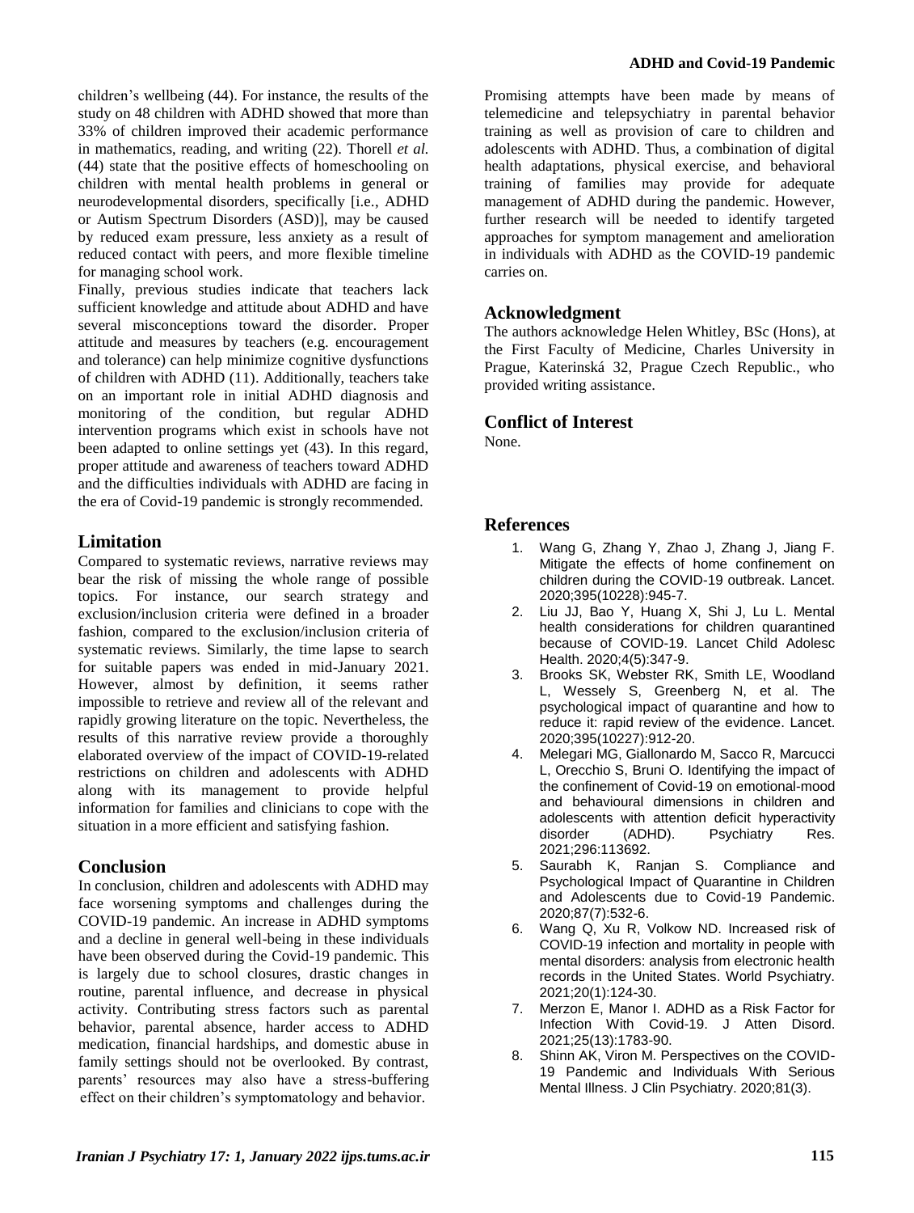children's wellbeing (44). For instance, the results of the study on 48 children with ADHD showed that more than 33% of children improved their academic performance in mathematics, reading, and writing (22). Thorell *et al.* (44) state that the positive effects of homeschooling on children with mental health problems in general or neurodevelopmental disorders, specifically [i.e., ADHD or Autism Spectrum Disorders (ASD)], may be caused by reduced exam pressure, less anxiety as a result of reduced contact with peers, and more flexible timeline for managing school work.

Finally, previous studies indicate that teachers lack sufficient knowledge and attitude about ADHD and have several misconceptions toward the disorder. Proper attitude and measures by teachers (e.g. encouragement and tolerance) can help minimize cognitive dysfunctions of children with ADHD (11). Additionally, teachers take on an important role in initial ADHD diagnosis and monitoring of the condition, but regular ADHD intervention programs which exist in schools have not been adapted to online settings yet (43). In this regard, proper attitude and awareness of teachers toward ADHD and the difficulties individuals with ADHD are facing in the era of Covid-19 pandemic is strongly recommended.

## Limitation

Compared to systematic reviews, narrative reviews may bear the risk of missing the whole range of possible topics. For instance, our search strategy and exclusion/inclusion criteria were defined in a broader fashion, compared to the exclusion/inclusion criteria of systematic reviews. Similarly, the time lapse to search for suitable papers was ended in mid-January 2021. However, almost by definition, it seems rather impossible to retrieve and review all of the relevant and rapidly growing literature on the topic. Nevertheless, the results of this narrative review provide a thoroughly elaborated overview of the impact of COVID-19-related restrictions on children and adolescents with ADHD along with its management to provide helpful information for families and clinicians to cope with the situation in a more efficient and satisfying fashion.

## Conclusion

In conclusion, children and adolescents with ADHD may face worsening symptoms and challenges during the COVID-19 pandemic. An increase in ADHD symptoms and a decline in general well-being in these individuals have been observed during the Covid-19 pandemic. This is largely due to school closures, drastic changes in routine, parental influence, and decrease in physical activity. Contributing stress factors such as parental behavior, parental absence, harder access to ADHD medication, financial hardships, and domestic abuse in family settings should not be overlooked. By contrast, parents' resources may also have a stress-buffering effect on their children's symptomatology and behavior.

Promising attempts have been made by means of telemedicine and telepsychiatry in parental behavior training as well as provision of care to children and adolescents with ADHD. Thus, a combination of digital health adaptations, physical exercise, and behavioral training of families may provide for adequate management of ADHD during the pandemic. However, further research will be needed to identify targeted approaches for symptom management and amelioration in individuals with ADHD as the COVID-19 pandemic carries on.

## Acknowledgment

The authors acknowledge Helen Whitley, BSc (Hons), at the First Faculty of Medicine, Charles University in Prague, Katerinská 32, Prague Czech Republic., who provided writing assistance.

## Conflict of Interest

None.

## References

1. Wang G, Zhang Y, Zhao J, Zhang J, Jiang F. Mitigate the effects of home confinement on children during the COVID-19 outbreak. Lancet. 2020;395(10228):945-7.
2. Liu JJ, Bao Y, Huang X, Shi J, Lu L. Mental health considerations for children quarantined because of COVID-19. Lancet Child Adolesc Health. 2020;4(5):347-9.
3. Brooks SK, Webster RK, Smith LE, Woodland L, Wessely S, Greenberg N, et al. The psychological impact of quarantine and how to reduce it: rapid review of the evidence. Lancet. 2020;395(10227):912-20.
4. Melegari MG, Giallonardo M, Sacco R, Marcucci L, Orecchio S, Bruni O. Identifying the impact of the confinement of Covid-19 on emotional-mood and behavioural dimensions in children and adolescents with attention deficit hyperactivity disorder (ADHD). Psychiatry Res. 2021;296:113692.
5. Saurabh K, Ranjan S. Compliance and Psychological Impact of Quarantine in Children and Adolescents due to Covid-19 Pandemic. 2020;87(7):532-6.
6. Wang Q, Xu R, Volkow ND. Increased risk of COVID-19 infection and mortality in people with mental disorders: analysis from electronic health records in the United States. World Psychiatry. 2021;20(1):124-30.
7. Merzon E, Manor I. ADHD as a Risk Factor for Infection With Covid-19. J Atten Disord. 2021;25(13):1783-90.
8. Shinn AK, Viron M. Perspectives on the COVID-19 Pandemic and Individuals With Serious Mental Illness. J Clin Psychiatry. 2020;81(3).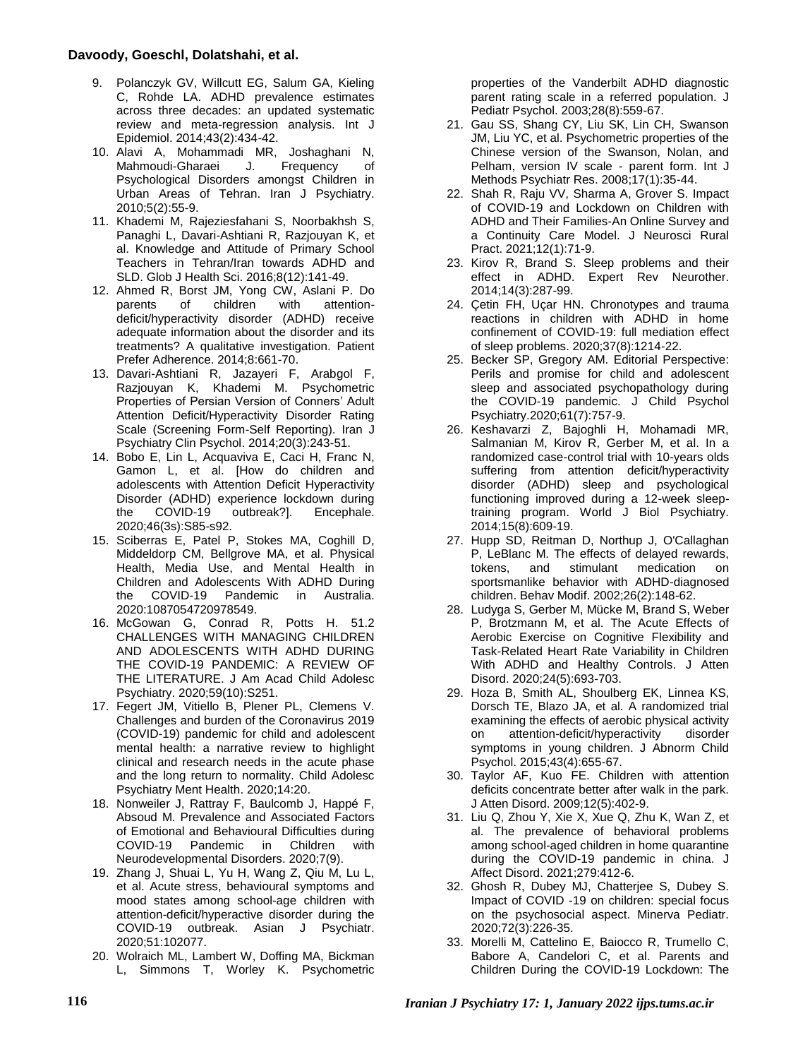9. Polanczyk GV, Willcutt EG, Salum GA, Kieling C, Rohde LA. ADHD prevalence estimates across three decades: an updated systematic review and meta-regression analysis. Int J Epidemiol. 2014;43(2):434-42.
10. Alavi A, Mohammadi MR, Joshaghani N, Mahmoudi-Gharaei J. Frequency of Psychological Disorders amongst Children in Urban Areas of Tehran. Iran J Psychiatry. 2010;5(2):55-9.
11. Khademi M, Rajeziesfahani S, Noorbakhsh S, Panaghi L, Davari-Ashtiani R, Razjouyan K, et al. Knowledge and Attitude of Primary School Teachers in Tehran/Iran towards ADHD and SLD. Glob J Health Sci. 2016;8(12):141-49.
12. Ahmed R, Borst JM, Yong CW, Aslani P. Do parents of children with attention-deficit/hyperactivity disorder (ADHD) receive adequate information about the disorder and its treatments? A qualitative investigation. Patient Prefer Adherence. 2014;8:661-70.
13. Davari-Ashtiani R, Jazayeri F, Arabgol F, Razjouyan K, Khademi M. Psychometric Properties of Persian Version of Conners' Adult Attention Deficit/Hyperactivity Disorder Rating Scale (Screening Form-Self Reporting). Iran J Psychiatry Clin Psychol. 2014;20(3):243-51.
14. Bobo E, Lin L, Acquaviva E, Caci H, Franc N, Gamon L, et al. [How do children and adolescents with Attention Deficit Hyperactivity Disorder (ADHD) experience lockdown during the COVID-19 outbreak?]. Encephale. 2020;46(3s):S85-s92.
15. Sciberras E, Patel P, Stokes MA, Coghill D, Middeldorp CM, Bellgrove MA, et al. Physical Health, Media Use, and Mental Health in Children and Adolescents With ADHD During the COVID-19 Pandemic in Australia. 2020:1087054720978549.
16. McGowan G, Conrad R, Potts H. 51.2 CHALLENGES WITH MANAGING CHILDREN AND ADOLESCENTS WITH ADHD DURING THE COVID-19 PANDEMIC: A REVIEW OF THE LITERATURE. J Am Acad Child Adolesc Psychiatry. 2020;59(10):S251.
17. Fegert JM, Vitiello B, Plener PL, Clemens V. Challenges and burden of the Coronavirus 2019 (COVID-19) pandemic for child and adolescent mental health: a narrative review to highlight clinical and research needs in the acute phase and the long return to normality. Child Adolesc Psychiatry Ment Health. 2020;14:20.
18. Nonweiler J, Rattray F, Baulcomb J, Happé F, Absoud M. Prevalence and Associated Factors of Emotional and Behavioural Difficulties during COVID-19 Pandemic in Children with Neurodevelopmental Disorders. 2020;7(9).
19. Zhang J, Shuai L, Yu H, Wang Z, Qiu M, Lu L, et al. Acute stress, behavioural symptoms and mood states among school-age children with attention-deficit/hyperactive disorder during the COVID-19 outbreak. Asian J Psychiatr. 2020;51:102077.
20. Wolraich ML, Lambert W, Doffing MA, Bickman L, Simmons T, Worley K. Psychometric properties of the Vanderbilt ADHD diagnostic parent rating scale in a referred population. J Pediatr Psychol. 2003;28(8):559-67.
21. Gau SS, Shang CY, Liu SK, Lin CH, Swanson JM, Liu YC, et al. Psychometric properties of the Chinese version of the Swanson, Nolan, and Pelham, version IV scale - parent form. Int J Methods Psychiatr Res. 2008;17(1):35-44.
22. Shah R, Raju VV, Sharma A, Grover S. Impact of COVID-19 and Lockdown on Children with ADHD and Their Families-An Online Survey and a Continuity Care Model. J Neurosci Rural Pract. 2021;12(1):71-9.
23. Kirov R, Brand S. Sleep problems and their effect in ADHD. Expert Rev Neurother. 2014;14(3):287-99.
24. Çetin FH, Uçar HN. Chronotypes and trauma reactions in children with ADHD in home confinement of COVID-19: full mediation effect of sleep problems. 2020;37(8):1214-22.
25. Becker SP, Gregory AM. Editorial Perspective: Perils and promise for child and adolescent sleep and associated psychopathology during the COVID-19 pandemic. J Child Psychol Psychiatry.2020;61(7):757-9.
26. Keshavarzi Z, Bajoghli H, Mohamadi MR, Salmanian M, Kirov R, Gerber M, et al. In a randomized case-control trial with 10-years olds suffering from attention deficit/hyperactivity disorder (ADHD) sleep and psychological functioning improved during a 12-week sleep-training program. World J Biol Psychiatry. 2014;15(8):609-19.
27. Hupp SD, Reitman D, Northup J, O'Callaghan P, LeBlanc M. The effects of delayed rewards, tokens, and stimulant medication on sportsmanlike behavior with ADHD-diagnosed children. Behav Modif. 2002;26(2):148-62.
28. Ludyga S, Gerber M, Mücke M, Brand S, Weber P, Brotzmann M, et al. The Acute Effects of Aerobic Exercise on Cognitive Flexibility and Task-Related Heart Rate Variability in Children With ADHD and Healthy Controls. J Atten Disord. 2020;24(5):693-703.
29. Hoza B, Smith AL, Shoulberg EK, Linnea KS, Dorsch TE, Blazo JA, et al. A randomized trial examining the effects of aerobic physical activity on attention-deficit/hyperactivity disorder symptoms in young children. J Abnorm Child Psychol. 2015;43(4):655-67.
30. Taylor AF, Kuo FE. Children with attention deficits concentrate better after walk in the park. J Atten Disord. 2009;12(5):402-9.
31. Liu Q, Zhou Y, Xie X, Xue Q, Zhu K, Wan Z, et al. The prevalence of behavioral problems among school-aged children in home quarantine during the COVID-19 pandemic in china. J Affect Disord. 2021;279:412-6.
32. Ghosh R, Dubey MJ, Chatterjee S, Dubey S. Impact of COVID -19 on children: special focus on the psychosocial aspect. Minerva Pediatr. 2020;72(3):226-35.
33. Morelli M, Cattelino E, Baiocco R, Trumello C, Babore A, Candelori C, et al. Parents and Children During the COVID-19 Lockdown: The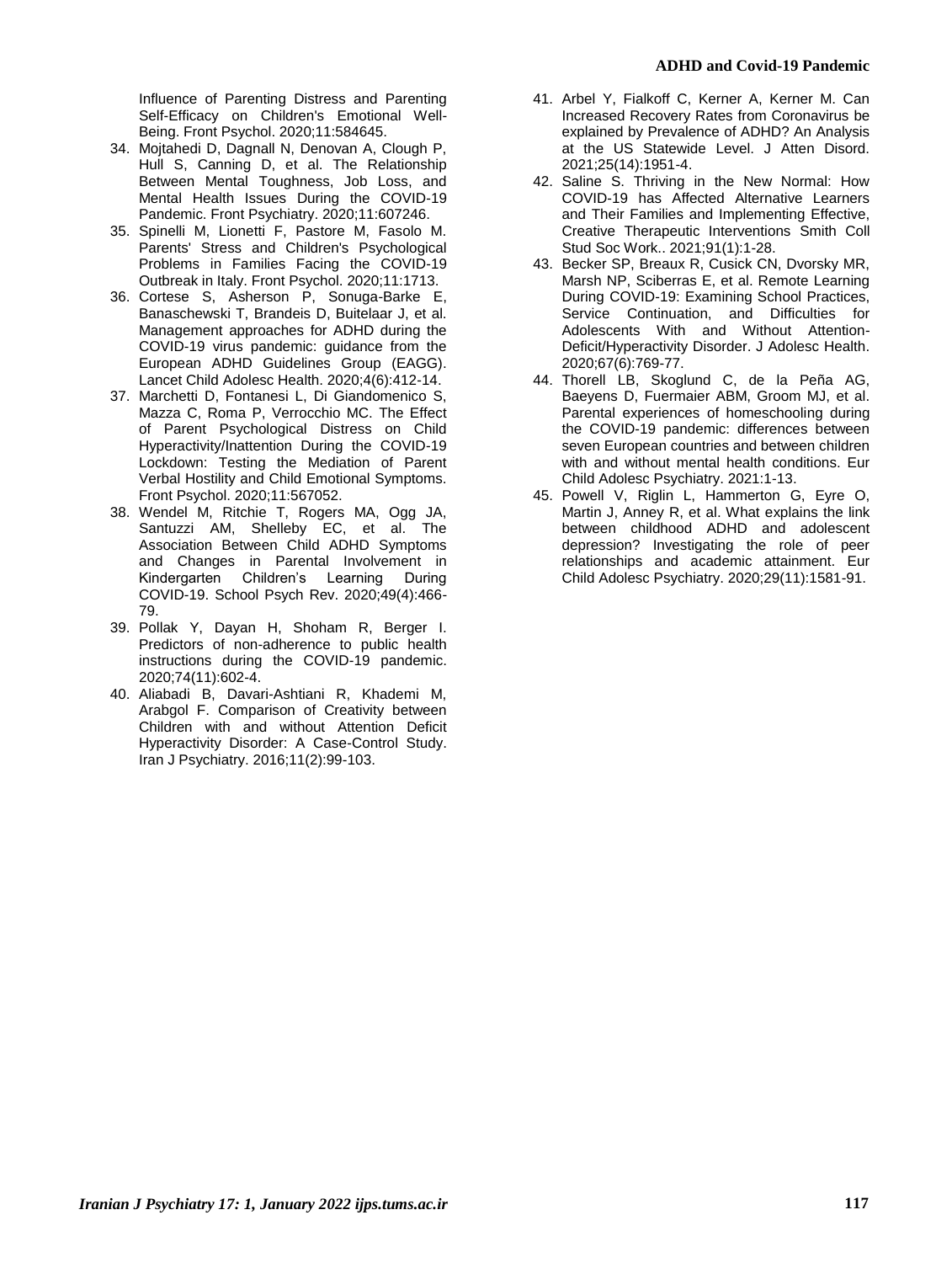Influence of Parenting Distress and Parenting Self-Efficacy on Children's Emotional Well-Being. Front Psychol. 2020;11:584645.

34. Mojtahedi D, Dagnall N, Denovan A, Clough P, Hull S, Canning D, et al. The Relationship Between Mental Toughness, Job Loss, and Mental Health Issues During the COVID-19 Pandemic. Front Psychiatry. 2020;11:607246.
35. Spinelli M, Lionetti F, Pastore M, Fasolo M. Parents' Stress and Children's Psychological Problems in Families Facing the COVID-19 Outbreak in Italy. Front Psychol. 2020;11:1713.
36. Cortese S, Asherson P, Sonuga-Barke E, Banaschewski T, Brandeis D, Buitelaar J, et al. Management approaches for ADHD during the COVID-19 virus pandemic: guidance from the European ADHD Guidelines Group (EAGG). Lancet Child Adolesc Health. 2020;4(6):412-14.
37. Marchetti D, Fontanesi L, Di Giandomenico S, Mazza C, Roma P, Verrocchio MC. The Effect of Parent Psychological Distress on Child Hyperactivity/Inattention During the COVID-19 Lockdown: Testing the Mediation of Parent Verbal Hostility and Child Emotional Symptoms. Front Psychol. 2020;11:567052.
38. Wendel M, Ritchie T, Rogers MA, Ogg JA, Santuzzi AM, Shelleby EC, et al. The Association Between Child ADHD Symptoms and Changes in Parental Involvement in Kindergarten Children's Learning During COVID-19. School Psych Rev. 2020;49(4):466-79.
39. Pollak Y, Dayan H, Shoham R, Berger I. Predictors of non-adherence to public health instructions during the COVID-19 pandemic. 2020;74(11):602-4.
40. Aliabadi B, Davari-Ashtiani R, Khademi M, Arabgol F. Comparison of Creativity between Children with and without Attention Deficit Hyperactivity Disorder: A Case-Control Study. Iran J Psychiatry. 2016;11(2):99-103.
41. Arbel Y, Fialkoff C, Kerner A, Kerner M. Can Increased Recovery Rates from Coronavirus be explained by Prevalence of ADHD? An Analysis at the US Statewide Level. J Atten Disord. 2021;25(14):1951-4.
42. Saline S. Thriving in the New Normal: How COVID-19 has Affected Alternative Learners and Their Families and Implementing Effective, Creative Therapeutic Interventions Smith Coll Stud Soc Work.. 2021;91(1):1-28.
43. Becker SP, Breaux R, Cusick CN, Dvorsky MR, Marsh NP, Sciberras E, et al. Remote Learning During COVID-19: Examining School Practices, Service Continuation, and Difficulties for Adolescents With and Without Attention-Deficit/Hyperactivity Disorder. J Adolesc Health. 2020;67(6):769-77.
44. Thorell LB, Skoglund C, de la Peña AG, Baeyens D, Fuermaier ABM, Groom MJ, et al. Parental experiences of homeschooling during the COVID-19 pandemic: differences between seven European countries and between children with and without mental health conditions. Eur Child Adolesc Psychiatry. 2021:1-13.
45. Powell V, Riglin L, Hammerton G, Eyre O, Martin J, Anney R, et al. What explains the link between childhood ADHD and adolescent depression? Investigating the role of peer relationships and academic attainment. Eur Child Adolesc Psychiatry. 2020;29(11):1581-91.